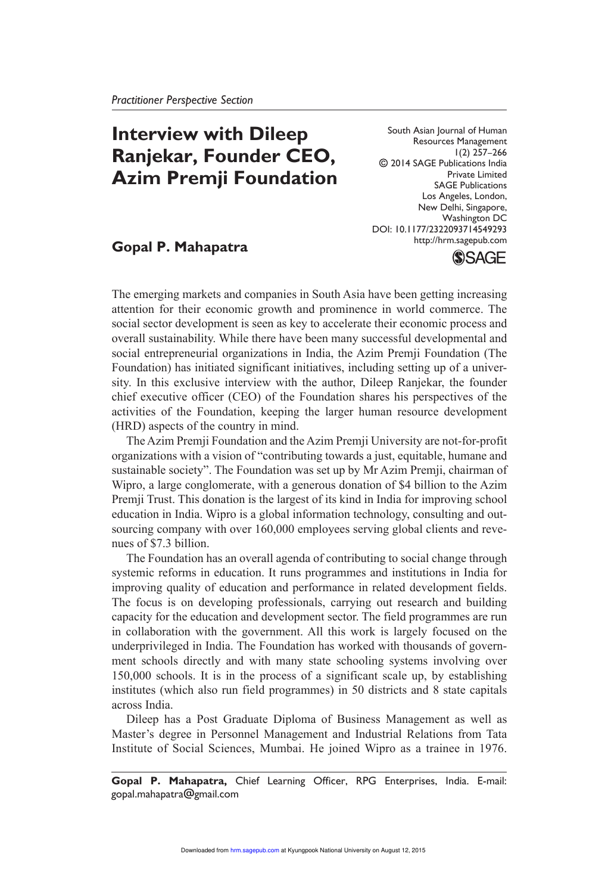*Practitioner Perspective Section*

# Interview with Dileep Ranjekar, Founder CEO, Azim Premji Foundation

South Asian Journal of Human Resources Management
1(2) 257–266
© 2014 SAGE Publications India Private Limited
SAGE Publications
Los Angeles, London, New Delhi, Singapore, Washington DC
DOI: 10.1177/2322093714549293
http://hrm.sagepub.com

**Gopal P. Mahapatra**

The emerging markets and companies in South Asia have been getting increasing attention for their economic growth and prominence in world commerce. The social sector development is seen as key to accelerate their economic process and overall sustainability. While there have been many successful developmental and social entrepreneurial organizations in India, the Azim Premji Foundation (The Foundation) has initiated significant initiatives, including setting up of a university. In this exclusive interview with the author, Dileep Ranjekar, the founder chief executive officer (CEO) of the Foundation shares his perspectives of the activities of the Foundation, keeping the larger human resource development (HRD) aspects of the country in mind.

The Azim Premji Foundation and the Azim Premji University are not-for-profit organizations with a vision of "contributing towards a just, equitable, humane and sustainable society". The Foundation was set up by Mr Azim Premji, chairman of Wipro, a large conglomerate, with a generous donation of $4 billion to the Azim Premji Trust. This donation is the largest of its kind in India for improving school education in India. Wipro is a global information technology, consulting and outsourcing company with over 160,000 employees serving global clients and revenues of $7.3 billion.

The Foundation has an overall agenda of contributing to social change through systemic reforms in education. It runs programmes and institutions in India for improving quality of education and performance in related development fields. The focus is on developing professionals, carrying out research and building capacity for the education and development sector. The field programmes are run in collaboration with the government. All this work is largely focused on the underprivileged in India. The Foundation has worked with thousands of government schools directly and with many state schooling systems involving over 150,000 schools. It is in the process of a significant scale up, by establishing institutes (which also run field programmes) in 50 districts and 8 state capitals across India.

Dileep has a Post Graduate Diploma of Business Management as well as Master's degree in Personnel Management and Industrial Relations from Tata Institute of Social Sciences, Mumbai. He joined Wipro as a trainee in 1976.

**Gopal P. Mahapatra,** Chief Learning Officer, RPG Enterprises, India. E-mail: gopal.mahapatra@gmail.com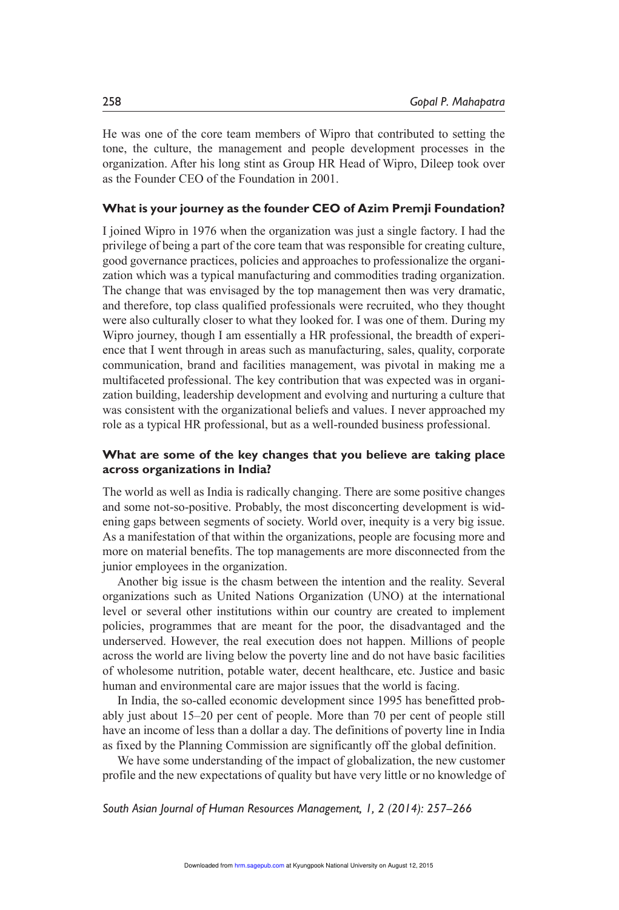He was one of the core team members of Wipro that contributed to setting the tone, the culture, the management and people development processes in the organization. After his long stint as Group HR Head of Wipro, Dileep took over as the Founder CEO of the Foundation in 2001.

### What is your journey as the founder CEO of Azim Premji Foundation?

I joined Wipro in 1976 when the organization was just a single factory. I had the privilege of being a part of the core team that was responsible for creating culture, good governance practices, policies and approaches to professionalize the organization which was a typical manufacturing and commodities trading organization. The change that was envisaged by the top management then was very dramatic, and therefore, top class qualified professionals were recruited, who they thought were also culturally closer to what they looked for. I was one of them. During my Wipro journey, though I am essentially a HR professional, the breadth of experience that I went through in areas such as manufacturing, sales, quality, corporate communication, brand and facilities management, was pivotal in making me a multifaceted professional. The key contribution that was expected was in organization building, leadership development and evolving and nurturing a culture that was consistent with the organizational beliefs and values. I never approached my role as a typical HR professional, but as a well-rounded business professional.

### What are some of the key changes that you believe are taking place across organizations in India?

The world as well as India is radically changing. There are some positive changes and some not-so-positive. Probably, the most disconcerting development is widening gaps between segments of society. World over, inequity is a very big issue. As a manifestation of that within the organizations, people are focusing more and more on material benefits. The top managements are more disconnected from the junior employees in the organization.

Another big issue is the chasm between the intention and the reality. Several organizations such as United Nations Organization (UNO) at the international level or several other institutions within our country are created to implement policies, programmes that are meant for the poor, the disadvantaged and the underserved. However, the real execution does not happen. Millions of people across the world are living below the poverty line and do not have basic facilities of wholesome nutrition, potable water, decent healthcare, etc. Justice and basic human and environmental care are major issues that the world is facing.

In India, the so-called economic development since 1995 has benefitted probably just about 15–20 per cent of people. More than 70 per cent of people still have an income of less than a dollar a day. The definitions of poverty line in India as fixed by the Planning Commission are significantly off the global definition.

We have some understanding of the impact of globalization, the new customer profile and the new expectations of quality but have very little or no knowledge of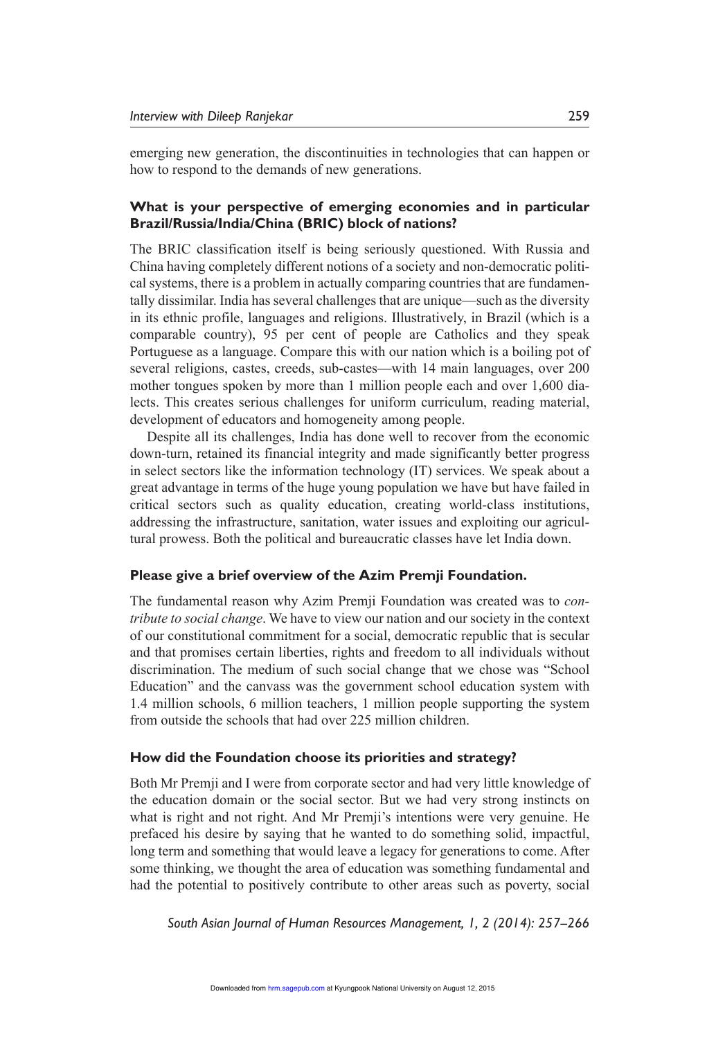emerging new generation, the discontinuities in technologies that can happen or how to respond to the demands of new generations.

### What is your perspective of emerging economies and in particular Brazil/Russia/India/China (BRIC) block of nations?

The BRIC classification itself is being seriously questioned. With Russia and China having completely different notions of a society and non-democratic political systems, there is a problem in actually comparing countries that are fundamentally dissimilar. India has several challenges that are unique—such as the diversity in its ethnic profile, languages and religions. Illustratively, in Brazil (which is a comparable country), 95 per cent of people are Catholics and they speak Portuguese as a language. Compare this with our nation which is a boiling pot of several religions, castes, creeds, sub-castes—with 14 main languages, over 200 mother tongues spoken by more than 1 million people each and over 1,600 dialects. This creates serious challenges for uniform curriculum, reading material, development of educators and homogeneity among people.

Despite all its challenges, India has done well to recover from the economic down-turn, retained its financial integrity and made significantly better progress in select sectors like the information technology (IT) services. We speak about a great advantage in terms of the huge young population we have but have failed in critical sectors such as quality education, creating world-class institutions, addressing the infrastructure, sanitation, water issues and exploiting our agricultural prowess. Both the political and bureaucratic classes have let India down.

### Please give a brief overview of the Azim Premji Foundation.

The fundamental reason why Azim Premji Foundation was created was to *contribute to social change*. We have to view our nation and our society in the context of our constitutional commitment for a social, democratic republic that is secular and that promises certain liberties, rights and freedom to all individuals without discrimination. The medium of such social change that we chose was "School Education" and the canvass was the government school education system with 1.4 million schools, 6 million teachers, 1 million people supporting the system from outside the schools that had over 225 million children.

### How did the Foundation choose its priorities and strategy?

Both Mr Premji and I were from corporate sector and had very little knowledge of the education domain or the social sector. But we had very strong instincts on what is right and not right. And Mr Premji's intentions were very genuine. He prefaced his desire by saying that he wanted to do something solid, impactful, long term and something that would leave a legacy for generations to come. After some thinking, we thought the area of education was something fundamental and had the potential to positively contribute to other areas such as poverty, social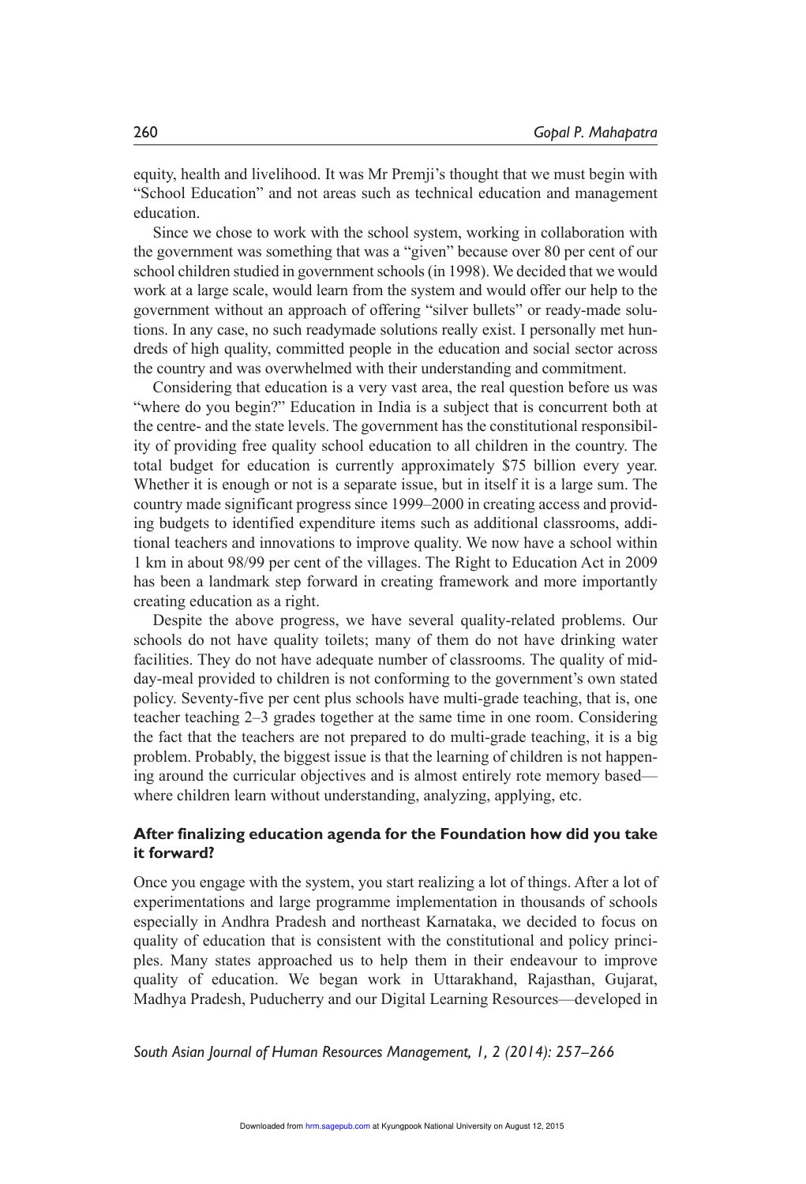equity, health and livelihood. It was Mr Premji's thought that we must begin with "School Education" and not areas such as technical education and management education.

Since we chose to work with the school system, working in collaboration with the government was something that was a "given" because over 80 per cent of our school children studied in government schools (in 1998). We decided that we would work at a large scale, would learn from the system and would offer our help to the government without an approach of offering "silver bullets" or ready-made solutions. In any case, no such readymade solutions really exist. I personally met hundreds of high quality, committed people in the education and social sector across the country and was overwhelmed with their understanding and commitment.

Considering that education is a very vast area, the real question before us was "where do you begin?" Education in India is a subject that is concurrent both at the centre- and the state levels. The government has the constitutional responsibility of providing free quality school education to all children in the country. The total budget for education is currently approximately $75 billion every year. Whether it is enough or not is a separate issue, but in itself it is a large sum. The country made significant progress since 1999–2000 in creating access and providing budgets to identified expenditure items such as additional classrooms, additional teachers and innovations to improve quality. We now have a school within 1 km in about 98/99 per cent of the villages. The Right to Education Act in 2009 has been a landmark step forward in creating framework and more importantly creating education as a right.

Despite the above progress, we have several quality-related problems. Our schools do not have quality toilets; many of them do not have drinking water facilities. They do not have adequate number of classrooms. The quality of mid-day-meal provided to children is not conforming to the government's own stated policy. Seventy-five per cent plus schools have multi-grade teaching, that is, one teacher teaching 2–3 grades together at the same time in one room. Considering the fact that the teachers are not prepared to do multi-grade teaching, it is a big problem. Probably, the biggest issue is that the learning of children is not happening around the curricular objectives and is almost entirely rote memory based—where children learn without understanding, analyzing, applying, etc.

**After finalizing education agenda for the Foundation how did you take it forward?**

Once you engage with the system, you start realizing a lot of things. After a lot of experimentations and large programme implementation in thousands of schools especially in Andhra Pradesh and northeast Karnataka, we decided to focus on quality of education that is consistent with the constitutional and policy principles. Many states approached us to help them in their endeavour to improve quality of education. We began work in Uttarakhand, Rajasthan, Gujarat, Madhya Pradesh, Puducherry and our Digital Learning Resources—developed in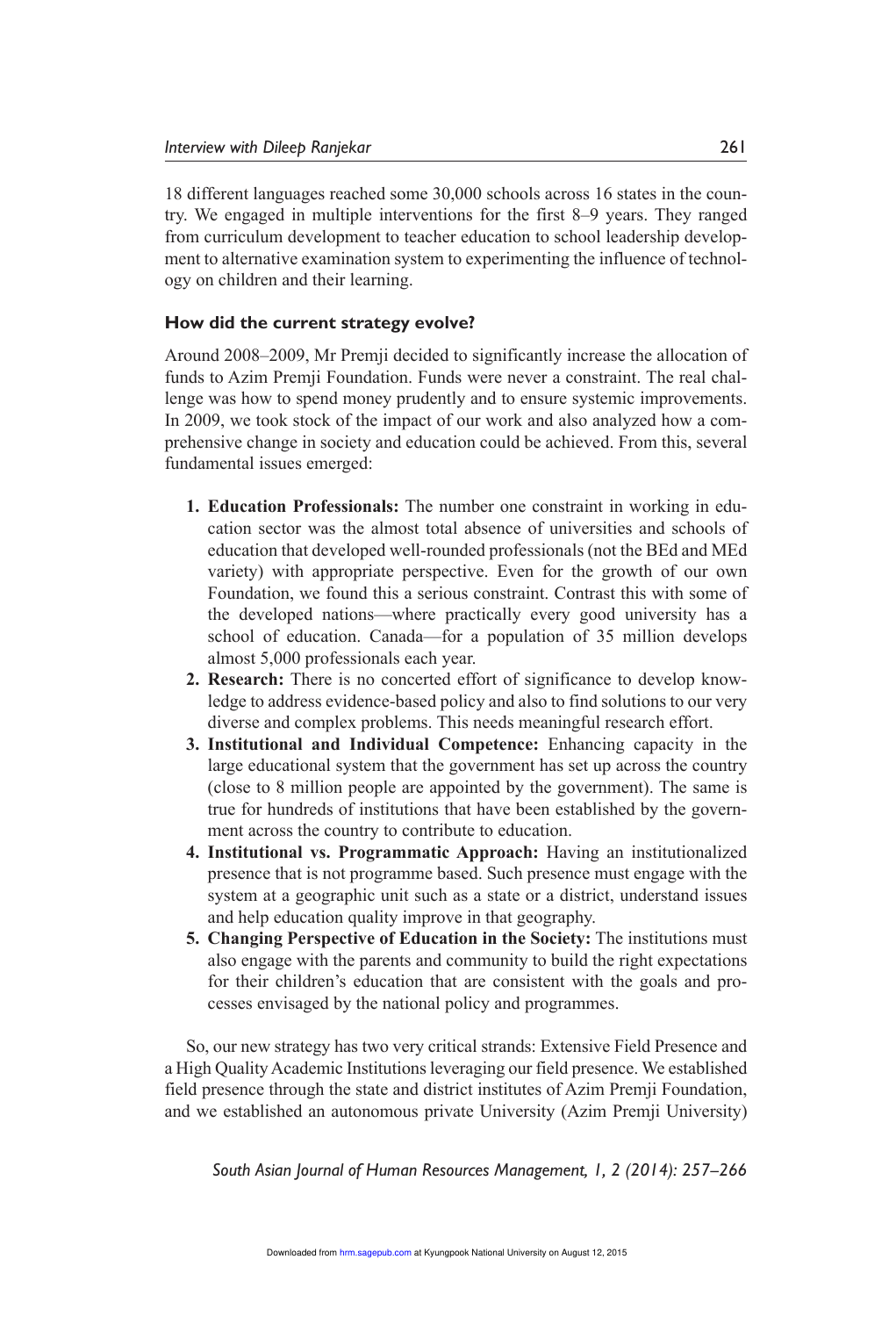18 different languages reached some 30,000 schools across 16 states in the country. We engaged in multiple interventions for the first 8–9 years. They ranged from curriculum development to teacher education to school leadership development to alternative examination system to experimenting the influence of technology on children and their learning.

### How did the current strategy evolve?

Around 2008–2009, Mr Premji decided to significantly increase the allocation of funds to Azim Premji Foundation. Funds were never a constraint. The real challenge was how to spend money prudently and to ensure systemic improvements. In 2009, we took stock of the impact of our work and also analyzed how a comprehensive change in society and education could be achieved. From this, several fundamental issues emerged:

1. **Education Professionals:** The number one constraint in working in education sector was the almost total absence of universities and schools of education that developed well-rounded professionals (not the BEd and MEd variety) with appropriate perspective. Even for the growth of our own Foundation, we found this a serious constraint. Contrast this with some of the developed nations—where practically every good university has a school of education. Canada—for a population of 35 million develops almost 5,000 professionals each year.
2. **Research:** There is no concerted effort of significance to develop knowledge to address evidence-based policy and also to find solutions to our very diverse and complex problems. This needs meaningful research effort.
3. **Institutional and Individual Competence:** Enhancing capacity in the large educational system that the government has set up across the country (close to 8 million people are appointed by the government). The same is true for hundreds of institutions that have been established by the government across the country to contribute to education.
4. **Institutional vs. Programmatic Approach:** Having an institutionalized presence that is not programme based. Such presence must engage with the system at a geographic unit such as a state or a district, understand issues and help education quality improve in that geography.
5. **Changing Perspective of Education in the Society:** The institutions must also engage with the parents and community to build the right expectations for their children's education that are consistent with the goals and processes envisaged by the national policy and programmes.

So, our new strategy has two very critical strands: Extensive Field Presence and a High Quality Academic Institutions leveraging our field presence. We established field presence through the state and district institutes of Azim Premji Foundation, and we established an autonomous private University (Azim Premji University)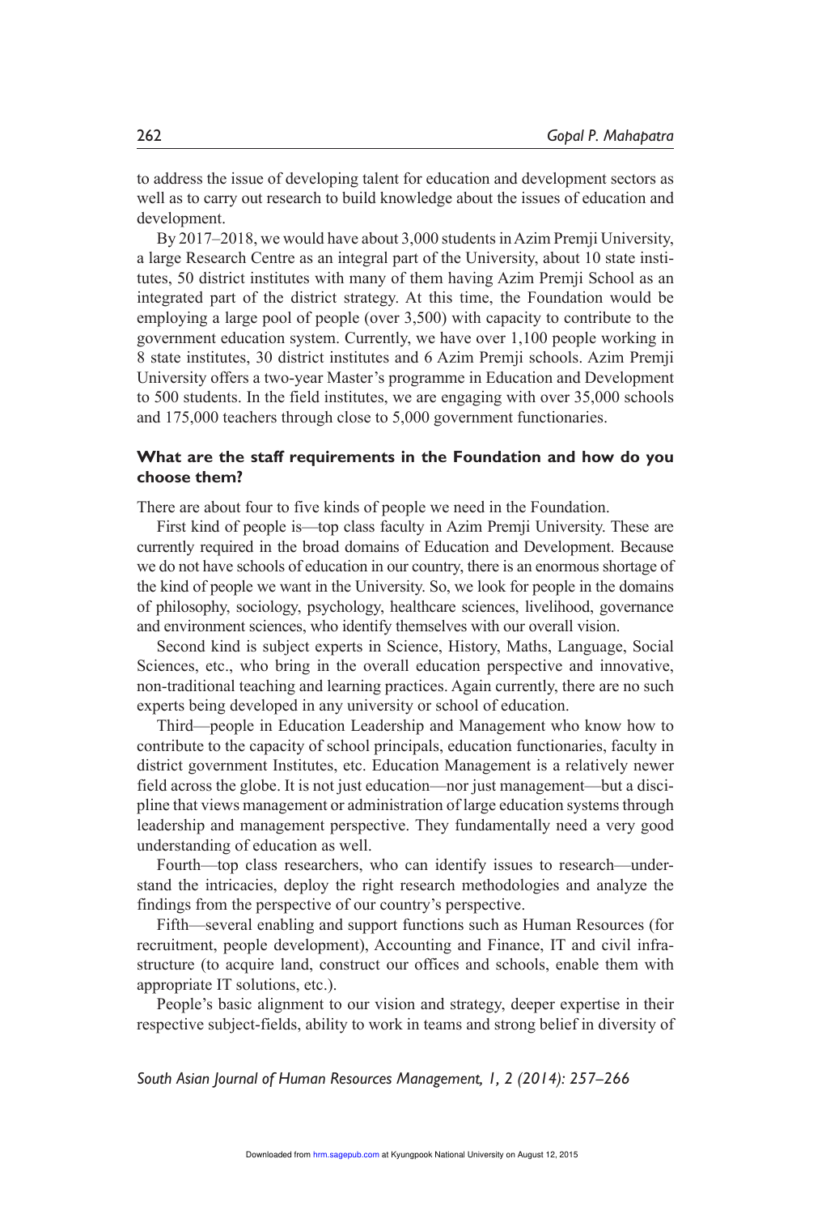to address the issue of developing talent for education and development sectors as well as to carry out research to build knowledge about the issues of education and development.

By 2017–2018, we would have about 3,000 students in Azim Premji University, a large Research Centre as an integral part of the University, about 10 state institutes, 50 district institutes with many of them having Azim Premji School as an integrated part of the district strategy. At this time, the Foundation would be employing a large pool of people (over 3,500) with capacity to contribute to the government education system. Currently, we have over 1,100 people working in 8 state institutes, 30 district institutes and 6 Azim Premji schools. Azim Premji University offers a two-year Master's programme in Education and Development to 500 students. In the field institutes, we are engaging with over 35,000 schools and 175,000 teachers through close to 5,000 government functionaries.

**What are the staff requirements in the Foundation and how do you choose them?**

There are about four to five kinds of people we need in the Foundation.

First kind of people is—top class faculty in Azim Premji University. These are currently required in the broad domains of Education and Development. Because we do not have schools of education in our country, there is an enormous shortage of the kind of people we want in the University. So, we look for people in the domains of philosophy, sociology, psychology, healthcare sciences, livelihood, governance and environment sciences, who identify themselves with our overall vision.

Second kind is subject experts in Science, History, Maths, Language, Social Sciences, etc., who bring in the overall education perspective and innovative, non-traditional teaching and learning practices. Again currently, there are no such experts being developed in any university or school of education.

Third—people in Education Leadership and Management who know how to contribute to the capacity of school principals, education functionaries, faculty in district government Institutes, etc. Education Management is a relatively newer field across the globe. It is not just education—nor just management—but a discipline that views management or administration of large education systems through leadership and management perspective. They fundamentally need a very good understanding of education as well.

Fourth—top class researchers, who can identify issues to research—understand the intricacies, deploy the right research methodologies and analyze the findings from the perspective of our country's perspective.

Fifth—several enabling and support functions such as Human Resources (for recruitment, people development), Accounting and Finance, IT and civil infrastructure (to acquire land, construct our offices and schools, enable them with appropriate IT solutions, etc.).

People's basic alignment to our vision and strategy, deeper expertise in their respective subject-fields, ability to work in teams and strong belief in diversity of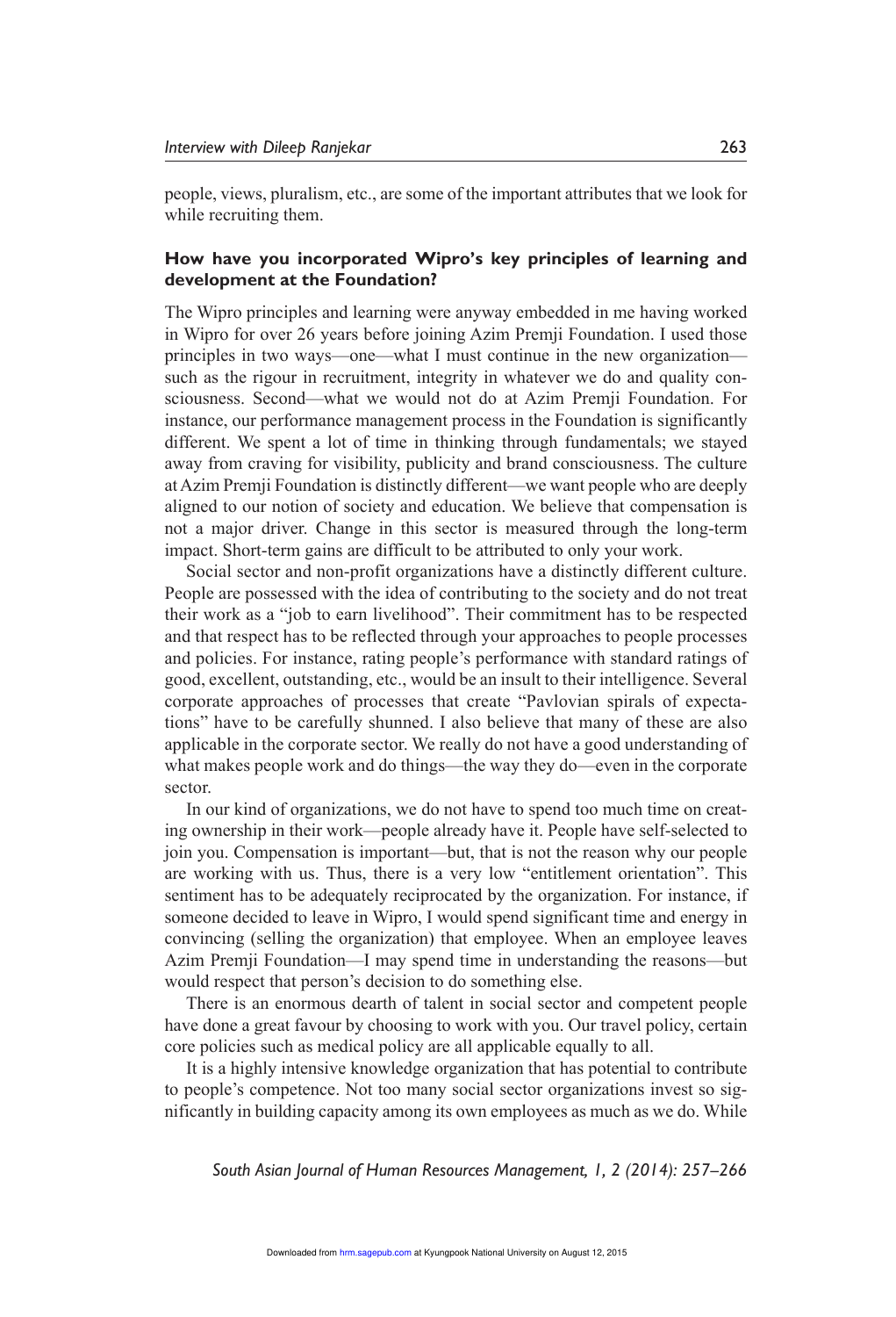people, views, pluralism, etc., are some of the important attributes that we look for while recruiting them.

**How have you incorporated Wipro's key principles of learning and development at the Foundation?**

The Wipro principles and learning were anyway embedded in me having worked in Wipro for over 26 years before joining Azim Premji Foundation. I used those principles in two ways—one—what I must continue in the new organization—such as the rigour in recruitment, integrity in whatever we do and quality consciousness. Second—what we would not do at Azim Premji Foundation. For instance, our performance management process in the Foundation is significantly different. We spent a lot of time in thinking through fundamentals; we stayed away from craving for visibility, publicity and brand consciousness. The culture at Azim Premji Foundation is distinctly different—we want people who are deeply aligned to our notion of society and education. We believe that compensation is not a major driver. Change in this sector is measured through the long-term impact. Short-term gains are difficult to be attributed to only your work.

Social sector and non-profit organizations have a distinctly different culture. People are possessed with the idea of contributing to the society and do not treat their work as a "job to earn livelihood". Their commitment has to be respected and that respect has to be reflected through your approaches to people processes and policies. For instance, rating people's performance with standard ratings of good, excellent, outstanding, etc., would be an insult to their intelligence. Several corporate approaches of processes that create "Pavlovian spirals of expectations" have to be carefully shunned. I also believe that many of these are also applicable in the corporate sector. We really do not have a good understanding of what makes people work and do things—the way they do—even in the corporate sector.

In our kind of organizations, we do not have to spend too much time on creating ownership in their work—people already have it. People have self-selected to join you. Compensation is important—but, that is not the reason why our people are working with us. Thus, there is a very low "entitlement orientation". This sentiment has to be adequately reciprocated by the organization. For instance, if someone decided to leave in Wipro, I would spend significant time and energy in convincing (selling the organization) that employee. When an employee leaves Azim Premji Foundation—I may spend time in understanding the reasons—but would respect that person's decision to do something else.

There is an enormous dearth of talent in social sector and competent people have done a great favour by choosing to work with you. Our travel policy, certain core policies such as medical policy are all applicable equally to all.

It is a highly intensive knowledge organization that has potential to contribute to people's competence. Not too many social sector organizations invest so significantly in building capacity among its own employees as much as we do. While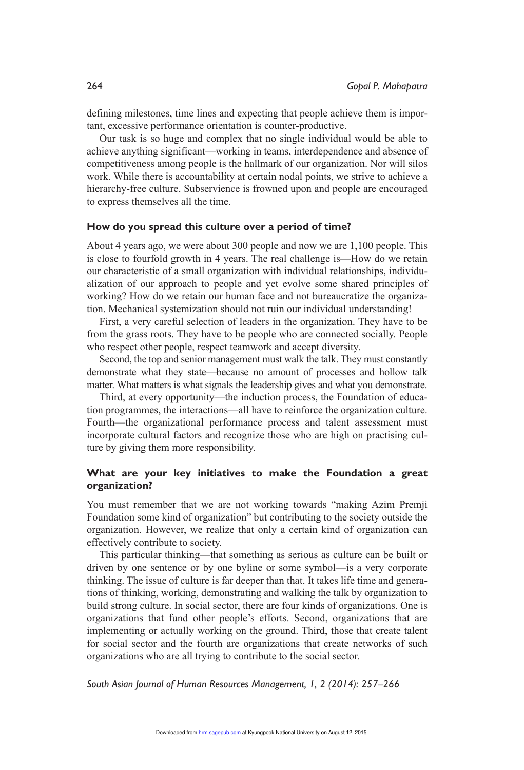defining milestones, time lines and expecting that people achieve them is important, excessive performance orientation is counter-productive.

Our task is so huge and complex that no single individual would be able to achieve anything significant—working in teams, interdependence and absence of competitiveness among people is the hallmark of our organization. Nor will silos work. While there is accountability at certain nodal points, we strive to achieve a hierarchy-free culture. Subservience is frowned upon and people are encouraged to express themselves all the time.

**How do you spread this culture over a period of time?**

About 4 years ago, we were about 300 people and now we are 1,100 people. This is close to fourfold growth in 4 years. The real challenge is—How do we retain our characteristic of a small organization with individual relationships, individualization of our approach to people and yet evolve some shared principles of working? How do we retain our human face and not bureaucratize the organization. Mechanical systemization should not ruin our individual understanding!

First, a very careful selection of leaders in the organization. They have to be from the grass roots. They have to be people who are connected socially. People who respect other people, respect teamwork and accept diversity.

Second, the top and senior management must walk the talk. They must constantly demonstrate what they state—because no amount of processes and hollow talk matter. What matters is what signals the leadership gives and what you demonstrate.

Third, at every opportunity—the induction process, the Foundation of education programmes, the interactions—all have to reinforce the organization culture. Fourth—the organizational performance process and talent assessment must incorporate cultural factors and recognize those who are high on practising culture by giving them more responsibility.

**What are your key initiatives to make the Foundation a great organization?**

You must remember that we are not working towards "making Azim Premji Foundation some kind of organization" but contributing to the society outside the organization. However, we realize that only a certain kind of organization can effectively contribute to society.

This particular thinking—that something as serious as culture can be built or driven by one sentence or by one byline or some symbol—is a very corporate thinking. The issue of culture is far deeper than that. It takes life time and generations of thinking, working, demonstrating and walking the talk by organization to build strong culture. In social sector, there are four kinds of organizations. One is organizations that fund other people's efforts. Second, organizations that are implementing or actually working on the ground. Third, those that create talent for social sector and the fourth are organizations that create networks of such organizations who are all trying to contribute to the social sector.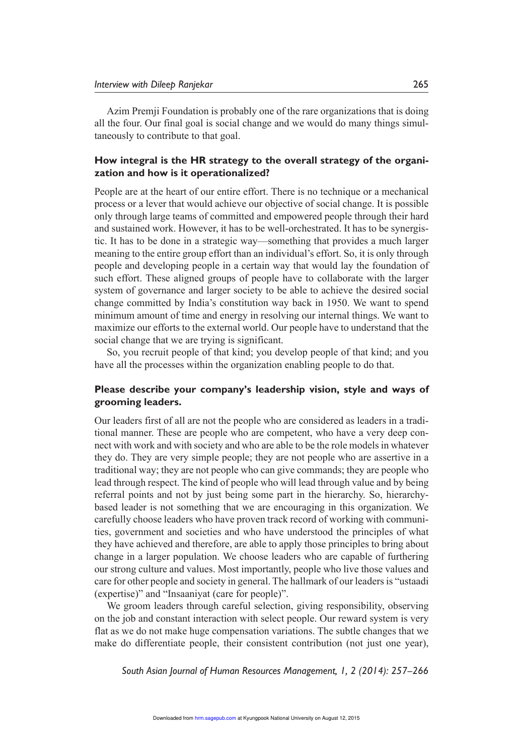Azim Premji Foundation is probably one of the rare organizations that is doing all the four. Our final goal is social change and we would do many things simultaneously to contribute to that goal.

### How integral is the HR strategy to the overall strategy of the organization and how is it operationalized?

People are at the heart of our entire effort. There is no technique or a mechanical process or a lever that would achieve our objective of social change. It is possible only through large teams of committed and empowered people through their hard and sustained work. However, it has to be well-orchestrated. It has to be synergistic. It has to be done in a strategic way—something that provides a much larger meaning to the entire group effort than an individual's effort. So, it is only through people and developing people in a certain way that would lay the foundation of such effort. These aligned groups of people have to collaborate with the larger system of governance and larger society to be able to achieve the desired social change committed by India's constitution way back in 1950. We want to spend minimum amount of time and energy in resolving our internal things. We want to maximize our efforts to the external world. Our people have to understand that the social change that we are trying is significant.

So, you recruit people of that kind; you develop people of that kind; and you have all the processes within the organization enabling people to do that.

### Please describe your company's leadership vision, style and ways of grooming leaders.

Our leaders first of all are not the people who are considered as leaders in a traditional manner. These are people who are competent, who have a very deep connect with work and with society and who are able to be the role models in whatever they do. They are very simple people; they are not people who are assertive in a traditional way; they are not people who can give commands; they are people who lead through respect. The kind of people who will lead through value and by being referral points and not by just being some part in the hierarchy. So, hierarchy-based leader is not something that we are encouraging in this organization. We carefully choose leaders who have proven track record of working with communities, government and societies and who have understood the principles of what they have achieved and therefore, are able to apply those principles to bring about change in a larger population. We choose leaders who are capable of furthering our strong culture and values. Most importantly, people who live those values and care for other people and society in general. The hallmark of our leaders is "ustaadi (expertise)" and "Insaaniyat (care for people)".

We groom leaders through careful selection, giving responsibility, observing on the job and constant interaction with select people. Our reward system is very flat as we do not make huge compensation variations. The subtle changes that we make do differentiate people, their consistent contribution (not just one year),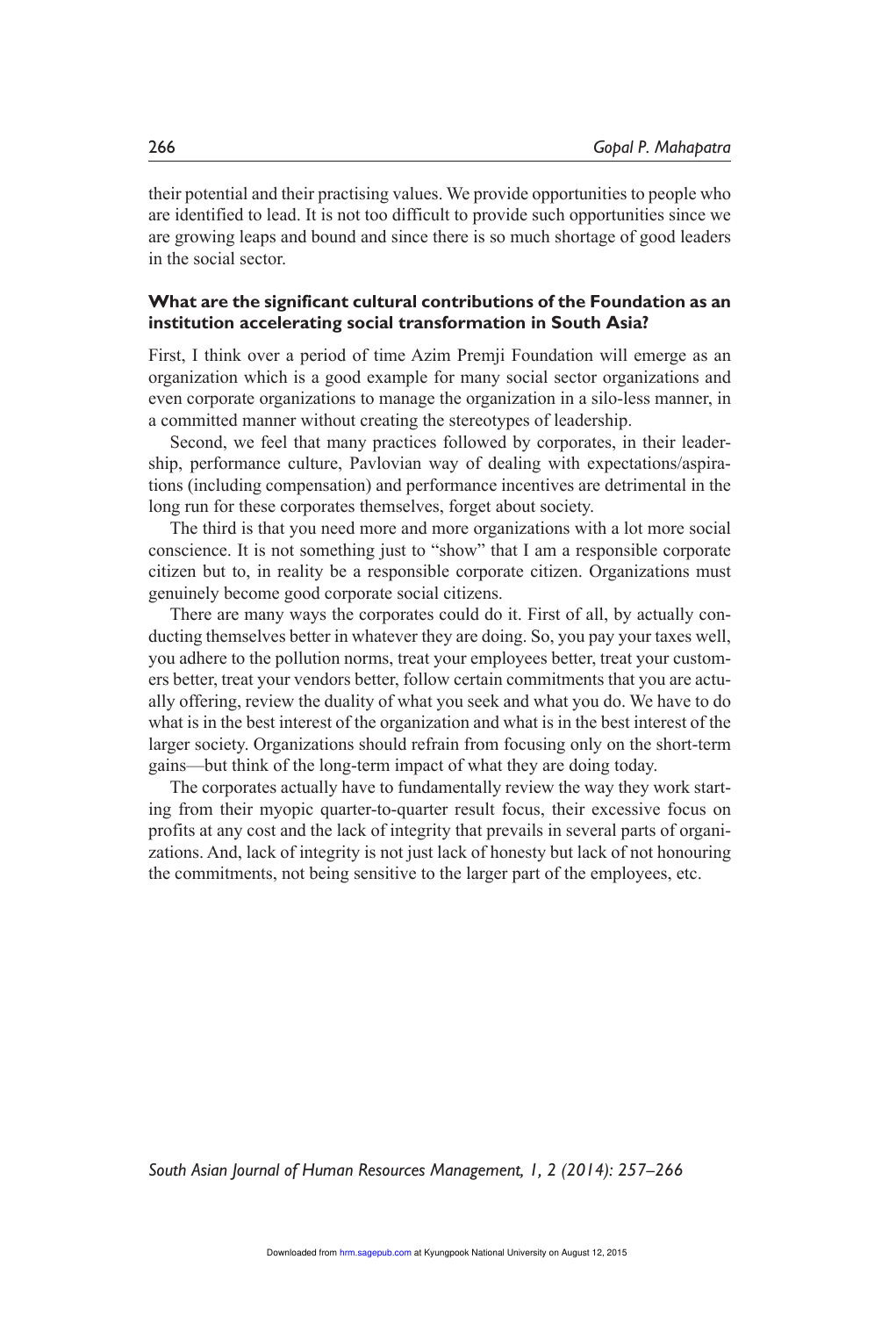their potential and their practising values. We provide opportunities to people who are identified to lead. It is not too difficult to provide such opportunities since we are growing leaps and bound and since there is so much shortage of good leaders in the social sector.

**What are the significant cultural contributions of the Foundation as an institution accelerating social transformation in South Asia?**

First, I think over a period of time Azim Premji Foundation will emerge as an organization which is a good example for many social sector organizations and even corporate organizations to manage the organization in a silo-less manner, in a committed manner without creating the stereotypes of leadership.

Second, we feel that many practices followed by corporates, in their leadership, performance culture, Pavlovian way of dealing with expectations/aspirations (including compensation) and performance incentives are detrimental in the long run for these corporates themselves, forget about society.

The third is that you need more and more organizations with a lot more social conscience. It is not something just to "show" that I am a responsible corporate citizen but to, in reality be a responsible corporate citizen. Organizations must genuinely become good corporate social citizens.

There are many ways the corporates could do it. First of all, by actually conducting themselves better in whatever they are doing. So, you pay your taxes well, you adhere to the pollution norms, treat your employees better, treat your customers better, treat your vendors better, follow certain commitments that you are actually offering, review the duality of what you seek and what you do. We have to do what is in the best interest of the organization and what is in the best interest of the larger society. Organizations should refrain from focusing only on the short-term gains—but think of the long-term impact of what they are doing today.

The corporates actually have to fundamentally review the way they work starting from their myopic quarter-to-quarter result focus, their excessive focus on profits at any cost and the lack of integrity that prevails in several parts of organizations. And, lack of integrity is not just lack of honesty but lack of not honouring the commitments, not being sensitive to the larger part of the employees, etc.